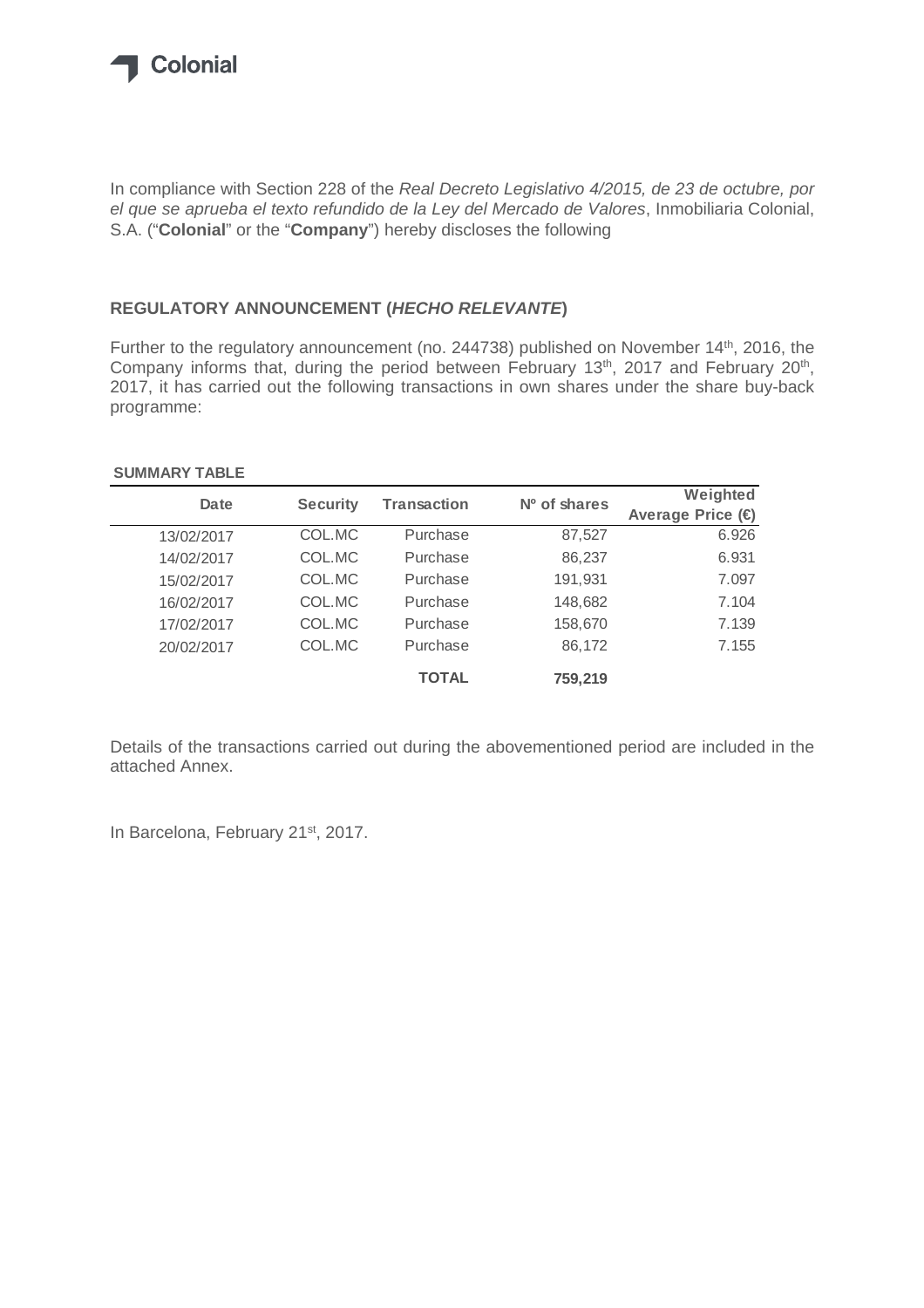Colonial

In compliance with Section 228 of the *Real Decreto Legislativo 4/2015, de 23 de octubre, por el que se aprueba el texto refundido de la Ley del Mercado de Valores*, Inmobiliaria Colonial, S.A. ("**Colonial**" or the "**Company**") hereby discloses the following

## REGULATORY ANNOUNCEMENT (*HECHO RELEVANTE*)

Further to the regulatory announcement (no. 244738) published on November 14th, 2016, the Company informs that, during the period between February 13th, 2017 and February 20th, 2017, it has carried out the following transactions in own shares under the share buy-back programme:

**SUMMARY TABLE**

| Date | Security | Transaction | Nº of shares | Weighted Average Price (€) |
|---|---|---|---|---|
| 13/02/2017 | COL.MC | Purchase | 87,527 | 6.926 |
| 14/02/2017 | COL.MC | Purchase | 86,237 | 6.931 |
| 15/02/2017 | COL.MC | Purchase | 191,931 | 7.097 |
| 16/02/2017 | COL.MC | Purchase | 148,682 | 7.104 |
| 17/02/2017 | COL.MC | Purchase | 158,670 | 7.139 |
| 20/02/2017 | COL.MC | Purchase | 86,172 | 7.155 |
| | | **TOTAL** | **759,219** | |

Details of the transactions carried out during the abovementioned period are included in the attached Annex.

In Barcelona, February 21st, 2017.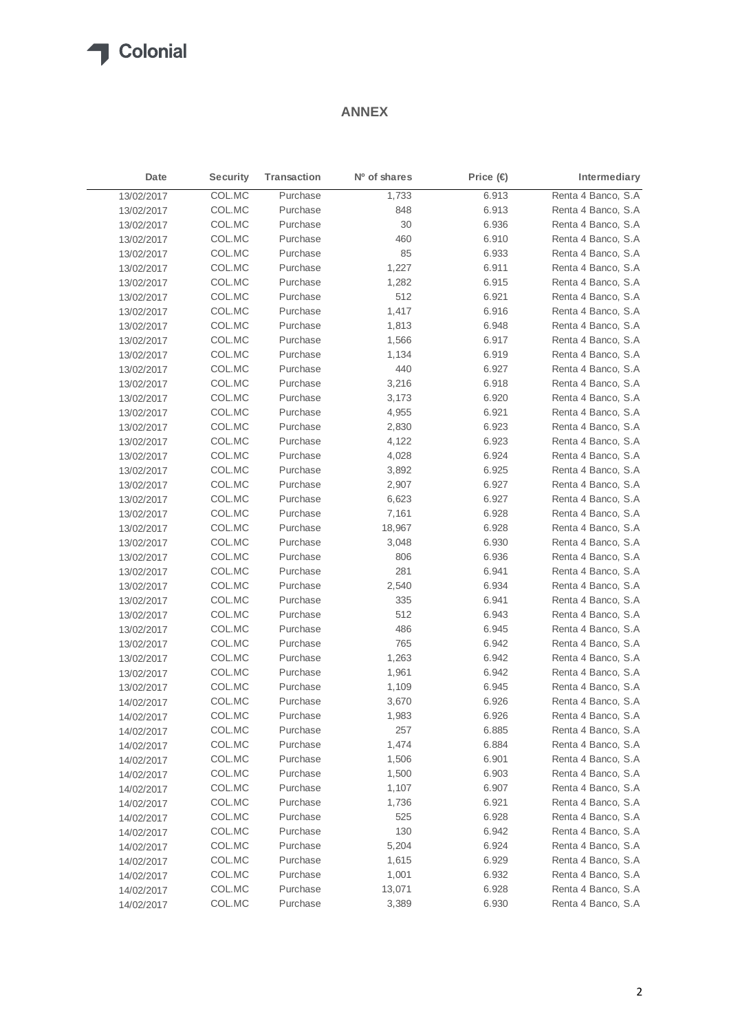## ANNEX

| Date | Security | Transaction | Nº of shares | Price (€) | Intermediary |
|---|---|---|---|---|---|
| 13/02/2017 | COL.MC | Purchase | 1,733 | 6.913 | Renta 4 Banco, S.A |
| 13/02/2017 | COL.MC | Purchase | 848 | 6.913 | Renta 4 Banco, S.A |
| 13/02/2017 | COL.MC | Purchase | 30 | 6.936 | Renta 4 Banco, S.A |
| 13/02/2017 | COL.MC | Purchase | 460 | 6.910 | Renta 4 Banco, S.A |
| 13/02/2017 | COL.MC | Purchase | 85 | 6.933 | Renta 4 Banco, S.A |
| 13/02/2017 | COL.MC | Purchase | 1,227 | 6.911 | Renta 4 Banco, S.A |
| 13/02/2017 | COL.MC | Purchase | 1,282 | 6.915 | Renta 4 Banco, S.A |
| 13/02/2017 | COL.MC | Purchase | 512 | 6.921 | Renta 4 Banco, S.A |
| 13/02/2017 | COL.MC | Purchase | 1,417 | 6.916 | Renta 4 Banco, S.A |
| 13/02/2017 | COL.MC | Purchase | 1,813 | 6.948 | Renta 4 Banco, S.A |
| 13/02/2017 | COL.MC | Purchase | 1,566 | 6.917 | Renta 4 Banco, S.A |
| 13/02/2017 | COL.MC | Purchase | 1,134 | 6.919 | Renta 4 Banco, S.A |
| 13/02/2017 | COL.MC | Purchase | 440 | 6.927 | Renta 4 Banco, S.A |
| 13/02/2017 | COL.MC | Purchase | 3,216 | 6.918 | Renta 4 Banco, S.A |
| 13/02/2017 | COL.MC | Purchase | 3,173 | 6.920 | Renta 4 Banco, S.A |
| 13/02/2017 | COL.MC | Purchase | 4,955 | 6.921 | Renta 4 Banco, S.A |
| 13/02/2017 | COL.MC | Purchase | 2,830 | 6.923 | Renta 4 Banco, S.A |
| 13/02/2017 | COL.MC | Purchase | 4,122 | 6.923 | Renta 4 Banco, S.A |
| 13/02/2017 | COL.MC | Purchase | 4,028 | 6.924 | Renta 4 Banco, S.A |
| 13/02/2017 | COL.MC | Purchase | 3,892 | 6.925 | Renta 4 Banco, S.A |
| 13/02/2017 | COL.MC | Purchase | 2,907 | 6.927 | Renta 4 Banco, S.A |
| 13/02/2017 | COL.MC | Purchase | 6,623 | 6.927 | Renta 4 Banco, S.A |
| 13/02/2017 | COL.MC | Purchase | 7,161 | 6.928 | Renta 4 Banco, S.A |
| 13/02/2017 | COL.MC | Purchase | 18,967 | 6.928 | Renta 4 Banco, S.A |
| 13/02/2017 | COL.MC | Purchase | 3,048 | 6.930 | Renta 4 Banco, S.A |
| 13/02/2017 | COL.MC | Purchase | 806 | 6.936 | Renta 4 Banco, S.A |
| 13/02/2017 | COL.MC | Purchase | 281 | 6.941 | Renta 4 Banco, S.A |
| 13/02/2017 | COL.MC | Purchase | 2,540 | 6.934 | Renta 4 Banco, S.A |
| 13/02/2017 | COL.MC | Purchase | 335 | 6.941 | Renta 4 Banco, S.A |
| 13/02/2017 | COL.MC | Purchase | 512 | 6.943 | Renta 4 Banco, S.A |
| 13/02/2017 | COL.MC | Purchase | 486 | 6.945 | Renta 4 Banco, S.A |
| 13/02/2017 | COL.MC | Purchase | 765 | 6.942 | Renta 4 Banco, S.A |
| 13/02/2017 | COL.MC | Purchase | 1,263 | 6.942 | Renta 4 Banco, S.A |
| 13/02/2017 | COL.MC | Purchase | 1,961 | 6.942 | Renta 4 Banco, S.A |
| 13/02/2017 | COL.MC | Purchase | 1,109 | 6.945 | Renta 4 Banco, S.A |
| 14/02/2017 | COL.MC | Purchase | 3,670 | 6.926 | Renta 4 Banco, S.A |
| 14/02/2017 | COL.MC | Purchase | 1,983 | 6.926 | Renta 4 Banco, S.A |
| 14/02/2017 | COL.MC | Purchase | 257 | 6.885 | Renta 4 Banco, S.A |
| 14/02/2017 | COL.MC | Purchase | 1,474 | 6.884 | Renta 4 Banco, S.A |
| 14/02/2017 | COL.MC | Purchase | 1,506 | 6.901 | Renta 4 Banco, S.A |
| 14/02/2017 | COL.MC | Purchase | 1,500 | 6.903 | Renta 4 Banco, S.A |
| 14/02/2017 | COL.MC | Purchase | 1,107 | 6.907 | Renta 4 Banco, S.A |
| 14/02/2017 | COL.MC | Purchase | 1,736 | 6.921 | Renta 4 Banco, S.A |
| 14/02/2017 | COL.MC | Purchase | 525 | 6.928 | Renta 4 Banco, S.A |
| 14/02/2017 | COL.MC | Purchase | 130 | 6.942 | Renta 4 Banco, S.A |
| 14/02/2017 | COL.MC | Purchase | 5,204 | 6.924 | Renta 4 Banco, S.A |
| 14/02/2017 | COL.MC | Purchase | 1,615 | 6.929 | Renta 4 Banco, S.A |
| 14/02/2017 | COL.MC | Purchase | 1,001 | 6.932 | Renta 4 Banco, S.A |
| 14/02/2017 | COL.MC | Purchase | 13,071 | 6.928 | Renta 4 Banco, S.A |
| 14/02/2017 | COL.MC | Purchase | 3,389 | 6.930 | Renta 4 Banco, S.A |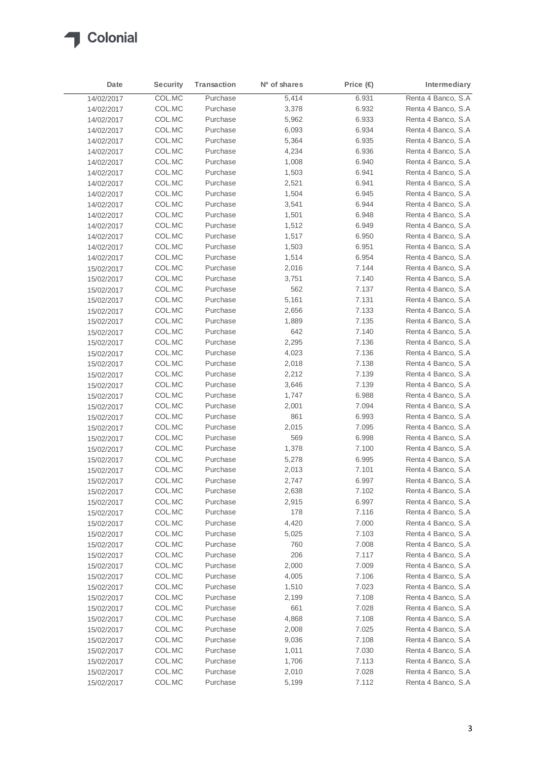| Date | Security | Transaction | Nº of shares | Price (€) | Intermediary |
|---|---|---|---|---|---|
| 14/02/2017 | COL.MC | Purchase | 5,414 | 6.931 | Renta 4 Banco, S.A |
| 14/02/2017 | COL.MC | Purchase | 3,378 | 6.932 | Renta 4 Banco, S.A |
| 14/02/2017 | COL.MC | Purchase | 5,962 | 6.933 | Renta 4 Banco, S.A |
| 14/02/2017 | COL.MC | Purchase | 6,093 | 6.934 | Renta 4 Banco, S.A |
| 14/02/2017 | COL.MC | Purchase | 5,364 | 6.935 | Renta 4 Banco, S.A |
| 14/02/2017 | COL.MC | Purchase | 4,234 | 6.936 | Renta 4 Banco, S.A |
| 14/02/2017 | COL.MC | Purchase | 1,008 | 6.940 | Renta 4 Banco, S.A |
| 14/02/2017 | COL.MC | Purchase | 1,503 | 6.941 | Renta 4 Banco, S.A |
| 14/02/2017 | COL.MC | Purchase | 2,521 | 6.941 | Renta 4 Banco, S.A |
| 14/02/2017 | COL.MC | Purchase | 1,504 | 6.945 | Renta 4 Banco, S.A |
| 14/02/2017 | COL.MC | Purchase | 3,541 | 6.944 | Renta 4 Banco, S.A |
| 14/02/2017 | COL.MC | Purchase | 1,501 | 6.948 | Renta 4 Banco, S.A |
| 14/02/2017 | COL.MC | Purchase | 1,512 | 6.949 | Renta 4 Banco, S.A |
| 14/02/2017 | COL.MC | Purchase | 1,517 | 6.950 | Renta 4 Banco, S.A |
| 14/02/2017 | COL.MC | Purchase | 1,503 | 6.951 | Renta 4 Banco, S.A |
| 14/02/2017 | COL.MC | Purchase | 1,514 | 6.954 | Renta 4 Banco, S.A |
| 15/02/2017 | COL.MC | Purchase | 2,016 | 7.144 | Renta 4 Banco, S.A |
| 15/02/2017 | COL.MC | Purchase | 3,751 | 7.140 | Renta 4 Banco, S.A |
| 15/02/2017 | COL.MC | Purchase | 562 | 7.137 | Renta 4 Banco, S.A |
| 15/02/2017 | COL.MC | Purchase | 5,161 | 7.131 | Renta 4 Banco, S.A |
| 15/02/2017 | COL.MC | Purchase | 2,656 | 7.133 | Renta 4 Banco, S.A |
| 15/02/2017 | COL.MC | Purchase | 1,889 | 7.135 | Renta 4 Banco, S.A |
| 15/02/2017 | COL.MC | Purchase | 642 | 7.140 | Renta 4 Banco, S.A |
| 15/02/2017 | COL.MC | Purchase | 2,295 | 7.136 | Renta 4 Banco, S.A |
| 15/02/2017 | COL.MC | Purchase | 4,023 | 7.136 | Renta 4 Banco, S.A |
| 15/02/2017 | COL.MC | Purchase | 2,018 | 7.138 | Renta 4 Banco, S.A |
| 15/02/2017 | COL.MC | Purchase | 2,212 | 7.139 | Renta 4 Banco, S.A |
| 15/02/2017 | COL.MC | Purchase | 3,646 | 7.139 | Renta 4 Banco, S.A |
| 15/02/2017 | COL.MC | Purchase | 1,747 | 6.988 | Renta 4 Banco, S.A |
| 15/02/2017 | COL.MC | Purchase | 2,001 | 7.094 | Renta 4 Banco, S.A |
| 15/02/2017 | COL.MC | Purchase | 861 | 6.993 | Renta 4 Banco, S.A |
| 15/02/2017 | COL.MC | Purchase | 2,015 | 7.095 | Renta 4 Banco, S.A |
| 15/02/2017 | COL.MC | Purchase | 569 | 6.998 | Renta 4 Banco, S.A |
| 15/02/2017 | COL.MC | Purchase | 1,378 | 7.100 | Renta 4 Banco, S.A |
| 15/02/2017 | COL.MC | Purchase | 5,278 | 6.995 | Renta 4 Banco, S.A |
| 15/02/2017 | COL.MC | Purchase | 2,013 | 7.101 | Renta 4 Banco, S.A |
| 15/02/2017 | COL.MC | Purchase | 2,747 | 6.997 | Renta 4 Banco, S.A |
| 15/02/2017 | COL.MC | Purchase | 2,638 | 7.102 | Renta 4 Banco, S.A |
| 15/02/2017 | COL.MC | Purchase | 2,915 | 6.997 | Renta 4 Banco, S.A |
| 15/02/2017 | COL.MC | Purchase | 178 | 7.116 | Renta 4 Banco, S.A |
| 15/02/2017 | COL.MC | Purchase | 4,420 | 7.000 | Renta 4 Banco, S.A |
| 15/02/2017 | COL.MC | Purchase | 5,025 | 7.103 | Renta 4 Banco, S.A |
| 15/02/2017 | COL.MC | Purchase | 760 | 7.008 | Renta 4 Banco, S.A |
| 15/02/2017 | COL.MC | Purchase | 206 | 7.117 | Renta 4 Banco, S.A |
| 15/02/2017 | COL.MC | Purchase | 2,000 | 7.009 | Renta 4 Banco, S.A |
| 15/02/2017 | COL.MC | Purchase | 4,005 | 7.106 | Renta 4 Banco, S.A |
| 15/02/2017 | COL.MC | Purchase | 1,510 | 7.023 | Renta 4 Banco, S.A |
| 15/02/2017 | COL.MC | Purchase | 2,199 | 7.108 | Renta 4 Banco, S.A |
| 15/02/2017 | COL.MC | Purchase | 661 | 7.028 | Renta 4 Banco, S.A |
| 15/02/2017 | COL.MC | Purchase | 4,868 | 7.108 | Renta 4 Banco, S.A |
| 15/02/2017 | COL.MC | Purchase | 2,008 | 7.025 | Renta 4 Banco, S.A |
| 15/02/2017 | COL.MC | Purchase | 9,036 | 7.108 | Renta 4 Banco, S.A |
| 15/02/2017 | COL.MC | Purchase | 1,011 | 7.030 | Renta 4 Banco, S.A |
| 15/02/2017 | COL.MC | Purchase | 1,706 | 7.113 | Renta 4 Banco, S.A |
| 15/02/2017 | COL.MC | Purchase | 2,010 | 7.028 | Renta 4 Banco, S.A |
| 15/02/2017 | COL.MC | Purchase | 5,199 | 7.112 | Renta 4 Banco, S.A |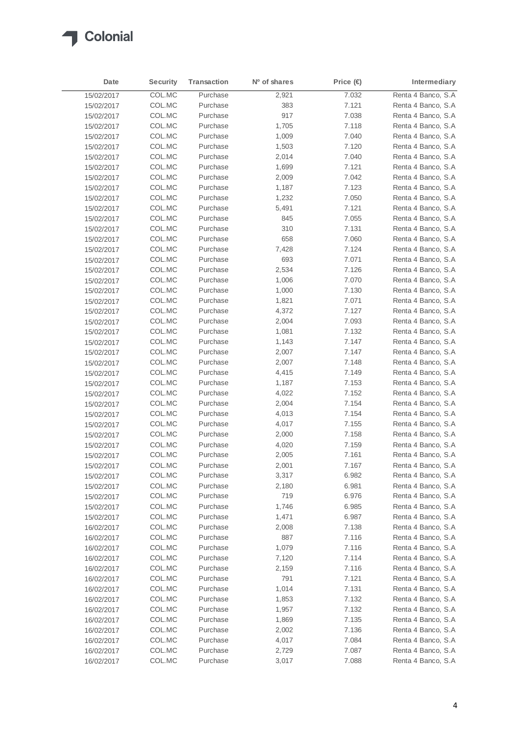| Date | Security | Transaction | Nº of shares | Price (€) | Intermediary |
|---|---|---|---|---|---|
| 15/02/2017 | COL.MC | Purchase | 2,921 | 7.032 | Renta 4 Banco, S.A |
| 15/02/2017 | COL.MC | Purchase | 383 | 7.121 | Renta 4 Banco, S.A |
| 15/02/2017 | COL.MC | Purchase | 917 | 7.038 | Renta 4 Banco, S.A |
| 15/02/2017 | COL.MC | Purchase | 1,705 | 7.118 | Renta 4 Banco, S.A |
| 15/02/2017 | COL.MC | Purchase | 1,009 | 7.040 | Renta 4 Banco, S.A |
| 15/02/2017 | COL.MC | Purchase | 1,503 | 7.120 | Renta 4 Banco, S.A |
| 15/02/2017 | COL.MC | Purchase | 2,014 | 7.040 | Renta 4 Banco, S.A |
| 15/02/2017 | COL.MC | Purchase | 1,699 | 7.121 | Renta 4 Banco, S.A |
| 15/02/2017 | COL.MC | Purchase | 2,009 | 7.042 | Renta 4 Banco, S.A |
| 15/02/2017 | COL.MC | Purchase | 1,187 | 7.123 | Renta 4 Banco, S.A |
| 15/02/2017 | COL.MC | Purchase | 1,232 | 7.050 | Renta 4 Banco, S.A |
| 15/02/2017 | COL.MC | Purchase | 5,491 | 7.121 | Renta 4 Banco, S.A |
| 15/02/2017 | COL.MC | Purchase | 845 | 7.055 | Renta 4 Banco, S.A |
| 15/02/2017 | COL.MC | Purchase | 310 | 7.131 | Renta 4 Banco, S.A |
| 15/02/2017 | COL.MC | Purchase | 658 | 7.060 | Renta 4 Banco, S.A |
| 15/02/2017 | COL.MC | Purchase | 7,428 | 7.124 | Renta 4 Banco, S.A |
| 15/02/2017 | COL.MC | Purchase | 693 | 7.071 | Renta 4 Banco, S.A |
| 15/02/2017 | COL.MC | Purchase | 2,534 | 7.126 | Renta 4 Banco, S.A |
| 15/02/2017 | COL.MC | Purchase | 1,006 | 7.070 | Renta 4 Banco, S.A |
| 15/02/2017 | COL.MC | Purchase | 1,000 | 7.130 | Renta 4 Banco, S.A |
| 15/02/2017 | COL.MC | Purchase | 1,821 | 7.071 | Renta 4 Banco, S.A |
| 15/02/2017 | COL.MC | Purchase | 4,372 | 7.127 | Renta 4 Banco, S.A |
| 15/02/2017 | COL.MC | Purchase | 2,004 | 7.093 | Renta 4 Banco, S.A |
| 15/02/2017 | COL.MC | Purchase | 1,081 | 7.132 | Renta 4 Banco, S.A |
| 15/02/2017 | COL.MC | Purchase | 1,143 | 7.147 | Renta 4 Banco, S.A |
| 15/02/2017 | COL.MC | Purchase | 2,007 | 7.147 | Renta 4 Banco, S.A |
| 15/02/2017 | COL.MC | Purchase | 2,007 | 7.148 | Renta 4 Banco, S.A |
| 15/02/2017 | COL.MC | Purchase | 4,415 | 7.149 | Renta 4 Banco, S.A |
| 15/02/2017 | COL.MC | Purchase | 1,187 | 7.153 | Renta 4 Banco, S.A |
| 15/02/2017 | COL.MC | Purchase | 4,022 | 7.152 | Renta 4 Banco, S.A |
| 15/02/2017 | COL.MC | Purchase | 2,004 | 7.154 | Renta 4 Banco, S.A |
| 15/02/2017 | COL.MC | Purchase | 4,013 | 7.154 | Renta 4 Banco, S.A |
| 15/02/2017 | COL.MC | Purchase | 4,017 | 7.155 | Renta 4 Banco, S.A |
| 15/02/2017 | COL.MC | Purchase | 2,000 | 7.158 | Renta 4 Banco, S.A |
| 15/02/2017 | COL.MC | Purchase | 4,020 | 7.159 | Renta 4 Banco, S.A |
| 15/02/2017 | COL.MC | Purchase | 2,005 | 7.161 | Renta 4 Banco, S.A |
| 15/02/2017 | COL.MC | Purchase | 2,001 | 7.167 | Renta 4 Banco, S.A |
| 15/02/2017 | COL.MC | Purchase | 3,317 | 6.982 | Renta 4 Banco, S.A |
| 15/02/2017 | COL.MC | Purchase | 2,180 | 6.981 | Renta 4 Banco, S.A |
| 15/02/2017 | COL.MC | Purchase | 719 | 6.976 | Renta 4 Banco, S.A |
| 15/02/2017 | COL.MC | Purchase | 1,746 | 6.985 | Renta 4 Banco, S.A |
| 15/02/2017 | COL.MC | Purchase | 1,471 | 6.987 | Renta 4 Banco, S.A |
| 16/02/2017 | COL.MC | Purchase | 2,008 | 7.138 | Renta 4 Banco, S.A |
| 16/02/2017 | COL.MC | Purchase | 887 | 7.116 | Renta 4 Banco, S.A |
| 16/02/2017 | COL.MC | Purchase | 1,079 | 7.116 | Renta 4 Banco, S.A |
| 16/02/2017 | COL.MC | Purchase | 7,120 | 7.114 | Renta 4 Banco, S.A |
| 16/02/2017 | COL.MC | Purchase | 2,159 | 7.116 | Renta 4 Banco, S.A |
| 16/02/2017 | COL.MC | Purchase | 791 | 7.121 | Renta 4 Banco, S.A |
| 16/02/2017 | COL.MC | Purchase | 1,014 | 7.131 | Renta 4 Banco, S.A |
| 16/02/2017 | COL.MC | Purchase | 1,853 | 7.132 | Renta 4 Banco, S.A |
| 16/02/2017 | COL.MC | Purchase | 1,957 | 7.132 | Renta 4 Banco, S.A |
| 16/02/2017 | COL.MC | Purchase | 1,869 | 7.135 | Renta 4 Banco, S.A |
| 16/02/2017 | COL.MC | Purchase | 2,002 | 7.136 | Renta 4 Banco, S.A |
| 16/02/2017 | COL.MC | Purchase | 4,017 | 7.084 | Renta 4 Banco, S.A |
| 16/02/2017 | COL.MC | Purchase | 2,729 | 7.087 | Renta 4 Banco, S.A |
| 16/02/2017 | COL.MC | Purchase | 3,017 | 7.088 | Renta 4 Banco, S.A |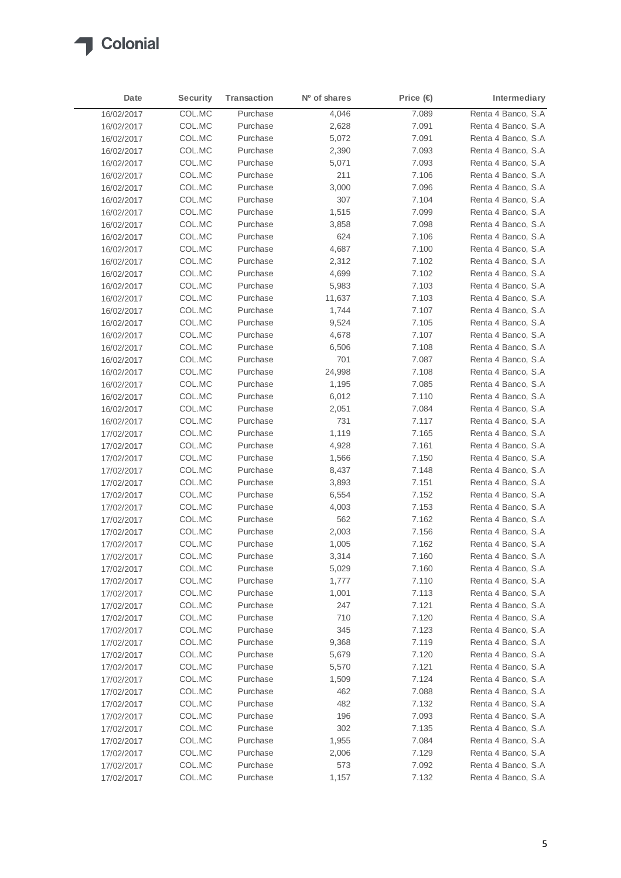| Date | Security | Transaction | Nº of shares | Price (€) | Intermediary |
|---|---|---|---|---|---|
| 16/02/2017 | COL.MC | Purchase | 4,046 | 7.089 | Renta 4 Banco, S.A |
| 16/02/2017 | COL.MC | Purchase | 2,628 | 7.091 | Renta 4 Banco, S.A |
| 16/02/2017 | COL.MC | Purchase | 5,072 | 7.091 | Renta 4 Banco, S.A |
| 16/02/2017 | COL.MC | Purchase | 2,390 | 7.093 | Renta 4 Banco, S.A |
| 16/02/2017 | COL.MC | Purchase | 5,071 | 7.093 | Renta 4 Banco, S.A |
| 16/02/2017 | COL.MC | Purchase | 211 | 7.106 | Renta 4 Banco, S.A |
| 16/02/2017 | COL.MC | Purchase | 3,000 | 7.096 | Renta 4 Banco, S.A |
| 16/02/2017 | COL.MC | Purchase | 307 | 7.104 | Renta 4 Banco, S.A |
| 16/02/2017 | COL.MC | Purchase | 1,515 | 7.099 | Renta 4 Banco, S.A |
| 16/02/2017 | COL.MC | Purchase | 3,858 | 7.098 | Renta 4 Banco, S.A |
| 16/02/2017 | COL.MC | Purchase | 624 | 7.106 | Renta 4 Banco, S.A |
| 16/02/2017 | COL.MC | Purchase | 4,687 | 7.100 | Renta 4 Banco, S.A |
| 16/02/2017 | COL.MC | Purchase | 2,312 | 7.102 | Renta 4 Banco, S.A |
| 16/02/2017 | COL.MC | Purchase | 4,699 | 7.102 | Renta 4 Banco, S.A |
| 16/02/2017 | COL.MC | Purchase | 5,983 | 7.103 | Renta 4 Banco, S.A |
| 16/02/2017 | COL.MC | Purchase | 11,637 | 7.103 | Renta 4 Banco, S.A |
| 16/02/2017 | COL.MC | Purchase | 1,744 | 7.107 | Renta 4 Banco, S.A |
| 16/02/2017 | COL.MC | Purchase | 9,524 | 7.105 | Renta 4 Banco, S.A |
| 16/02/2017 | COL.MC | Purchase | 4,678 | 7.107 | Renta 4 Banco, S.A |
| 16/02/2017 | COL.MC | Purchase | 6,506 | 7.108 | Renta 4 Banco, S.A |
| 16/02/2017 | COL.MC | Purchase | 701 | 7.087 | Renta 4 Banco, S.A |
| 16/02/2017 | COL.MC | Purchase | 24,998 | 7.108 | Renta 4 Banco, S.A |
| 16/02/2017 | COL.MC | Purchase | 1,195 | 7.085 | Renta 4 Banco, S.A |
| 16/02/2017 | COL.MC | Purchase | 6,012 | 7.110 | Renta 4 Banco, S.A |
| 16/02/2017 | COL.MC | Purchase | 2,051 | 7.084 | Renta 4 Banco, S.A |
| 16/02/2017 | COL.MC | Purchase | 731 | 7.117 | Renta 4 Banco, S.A |
| 17/02/2017 | COL.MC | Purchase | 1,119 | 7.165 | Renta 4 Banco, S.A |
| 17/02/2017 | COL.MC | Purchase | 4,928 | 7.161 | Renta 4 Banco, S.A |
| 17/02/2017 | COL.MC | Purchase | 1,566 | 7.150 | Renta 4 Banco, S.A |
| 17/02/2017 | COL.MC | Purchase | 8,437 | 7.148 | Renta 4 Banco, S.A |
| 17/02/2017 | COL.MC | Purchase | 3,893 | 7.151 | Renta 4 Banco, S.A |
| 17/02/2017 | COL.MC | Purchase | 6,554 | 7.152 | Renta 4 Banco, S.A |
| 17/02/2017 | COL.MC | Purchase | 4,003 | 7.153 | Renta 4 Banco, S.A |
| 17/02/2017 | COL.MC | Purchase | 562 | 7.162 | Renta 4 Banco, S.A |
| 17/02/2017 | COL.MC | Purchase | 2,003 | 7.156 | Renta 4 Banco, S.A |
| 17/02/2017 | COL.MC | Purchase | 1,005 | 7.162 | Renta 4 Banco, S.A |
| 17/02/2017 | COL.MC | Purchase | 3,314 | 7.160 | Renta 4 Banco, S.A |
| 17/02/2017 | COL.MC | Purchase | 5,029 | 7.160 | Renta 4 Banco, S.A |
| 17/02/2017 | COL.MC | Purchase | 1,777 | 7.110 | Renta 4 Banco, S.A |
| 17/02/2017 | COL.MC | Purchase | 1,001 | 7.113 | Renta 4 Banco, S.A |
| 17/02/2017 | COL.MC | Purchase | 247 | 7.121 | Renta 4 Banco, S.A |
| 17/02/2017 | COL.MC | Purchase | 710 | 7.120 | Renta 4 Banco, S.A |
| 17/02/2017 | COL.MC | Purchase | 345 | 7.123 | Renta 4 Banco, S.A |
| 17/02/2017 | COL.MC | Purchase | 9,368 | 7.119 | Renta 4 Banco, S.A |
| 17/02/2017 | COL.MC | Purchase | 5,679 | 7.120 | Renta 4 Banco, S.A |
| 17/02/2017 | COL.MC | Purchase | 5,570 | 7.121 | Renta 4 Banco, S.A |
| 17/02/2017 | COL.MC | Purchase | 1,509 | 7.124 | Renta 4 Banco, S.A |
| 17/02/2017 | COL.MC | Purchase | 462 | 7.088 | Renta 4 Banco, S.A |
| 17/02/2017 | COL.MC | Purchase | 482 | 7.132 | Renta 4 Banco, S.A |
| 17/02/2017 | COL.MC | Purchase | 196 | 7.093 | Renta 4 Banco, S.A |
| 17/02/2017 | COL.MC | Purchase | 302 | 7.135 | Renta 4 Banco, S.A |
| 17/02/2017 | COL.MC | Purchase | 1,955 | 7.084 | Renta 4 Banco, S.A |
| 17/02/2017 | COL.MC | Purchase | 2,006 | 7.129 | Renta 4 Banco, S.A |
| 17/02/2017 | COL.MC | Purchase | 573 | 7.092 | Renta 4 Banco, S.A |
| 17/02/2017 | COL.MC | Purchase | 1,157 | 7.132 | Renta 4 Banco, S.A |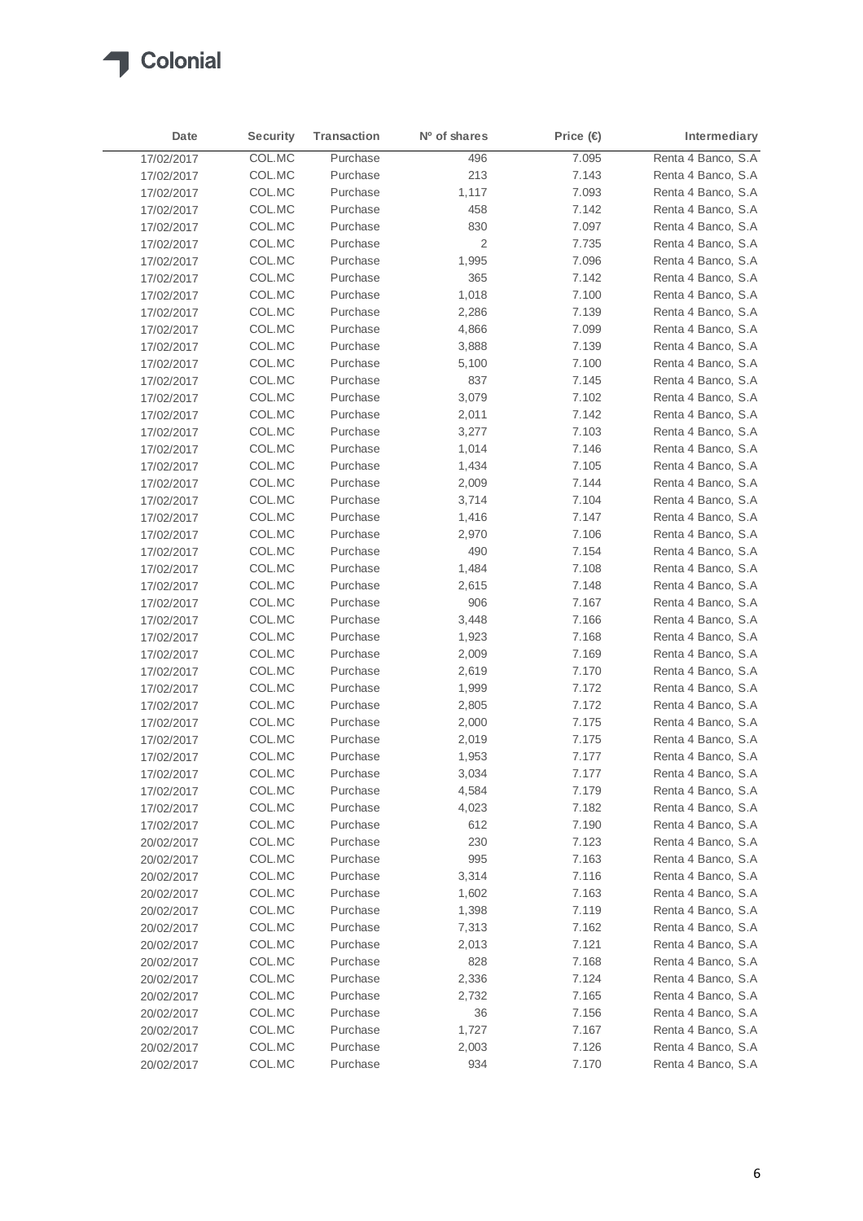| Date | Security | Transaction | Nº of shares | Price (€) | Intermediary |
|---|---|---|---|---|---|
| 17/02/2017 | COL.MC | Purchase | 496 | 7.095 | Renta 4 Banco, S.A |
| 17/02/2017 | COL.MC | Purchase | 213 | 7.143 | Renta 4 Banco, S.A |
| 17/02/2017 | COL.MC | Purchase | 1,117 | 7.093 | Renta 4 Banco, S.A |
| 17/02/2017 | COL.MC | Purchase | 458 | 7.142 | Renta 4 Banco, S.A |
| 17/02/2017 | COL.MC | Purchase | 830 | 7.097 | Renta 4 Banco, S.A |
| 17/02/2017 | COL.MC | Purchase | 2 | 7.735 | Renta 4 Banco, S.A |
| 17/02/2017 | COL.MC | Purchase | 1,995 | 7.096 | Renta 4 Banco, S.A |
| 17/02/2017 | COL.MC | Purchase | 365 | 7.142 | Renta 4 Banco, S.A |
| 17/02/2017 | COL.MC | Purchase | 1,018 | 7.100 | Renta 4 Banco, S.A |
| 17/02/2017 | COL.MC | Purchase | 2,286 | 7.139 | Renta 4 Banco, S.A |
| 17/02/2017 | COL.MC | Purchase | 4,866 | 7.099 | Renta 4 Banco, S.A |
| 17/02/2017 | COL.MC | Purchase | 3,888 | 7.139 | Renta 4 Banco, S.A |
| 17/02/2017 | COL.MC | Purchase | 5,100 | 7.100 | Renta 4 Banco, S.A |
| 17/02/2017 | COL.MC | Purchase | 837 | 7.145 | Renta 4 Banco, S.A |
| 17/02/2017 | COL.MC | Purchase | 3,079 | 7.102 | Renta 4 Banco, S.A |
| 17/02/2017 | COL.MC | Purchase | 2,011 | 7.142 | Renta 4 Banco, S.A |
| 17/02/2017 | COL.MC | Purchase | 3,277 | 7.103 | Renta 4 Banco, S.A |
| 17/02/2017 | COL.MC | Purchase | 1,014 | 7.146 | Renta 4 Banco, S.A |
| 17/02/2017 | COL.MC | Purchase | 1,434 | 7.105 | Renta 4 Banco, S.A |
| 17/02/2017 | COL.MC | Purchase | 2,009 | 7.144 | Renta 4 Banco, S.A |
| 17/02/2017 | COL.MC | Purchase | 3,714 | 7.104 | Renta 4 Banco, S.A |
| 17/02/2017 | COL.MC | Purchase | 1,416 | 7.147 | Renta 4 Banco, S.A |
| 17/02/2017 | COL.MC | Purchase | 2,970 | 7.106 | Renta 4 Banco, S.A |
| 17/02/2017 | COL.MC | Purchase | 490 | 7.154 | Renta 4 Banco, S.A |
| 17/02/2017 | COL.MC | Purchase | 1,484 | 7.108 | Renta 4 Banco, S.A |
| 17/02/2017 | COL.MC | Purchase | 2,615 | 7.148 | Renta 4 Banco, S.A |
| 17/02/2017 | COL.MC | Purchase | 906 | 7.167 | Renta 4 Banco, S.A |
| 17/02/2017 | COL.MC | Purchase | 3,448 | 7.166 | Renta 4 Banco, S.A |
| 17/02/2017 | COL.MC | Purchase | 1,923 | 7.168 | Renta 4 Banco, S.A |
| 17/02/2017 | COL.MC | Purchase | 2,009 | 7.169 | Renta 4 Banco, S.A |
| 17/02/2017 | COL.MC | Purchase | 2,619 | 7.170 | Renta 4 Banco, S.A |
| 17/02/2017 | COL.MC | Purchase | 1,999 | 7.172 | Renta 4 Banco, S.A |
| 17/02/2017 | COL.MC | Purchase | 2,805 | 7.172 | Renta 4 Banco, S.A |
| 17/02/2017 | COL.MC | Purchase | 2,000 | 7.175 | Renta 4 Banco, S.A |
| 17/02/2017 | COL.MC | Purchase | 2,019 | 7.175 | Renta 4 Banco, S.A |
| 17/02/2017 | COL.MC | Purchase | 1,953 | 7.177 | Renta 4 Banco, S.A |
| 17/02/2017 | COL.MC | Purchase | 3,034 | 7.177 | Renta 4 Banco, S.A |
| 17/02/2017 | COL.MC | Purchase | 4,584 | 7.179 | Renta 4 Banco, S.A |
| 17/02/2017 | COL.MC | Purchase | 4,023 | 7.182 | Renta 4 Banco, S.A |
| 17/02/2017 | COL.MC | Purchase | 612 | 7.190 | Renta 4 Banco, S.A |
| 20/02/2017 | COL.MC | Purchase | 230 | 7.123 | Renta 4 Banco, S.A |
| 20/02/2017 | COL.MC | Purchase | 995 | 7.163 | Renta 4 Banco, S.A |
| 20/02/2017 | COL.MC | Purchase | 3,314 | 7.116 | Renta 4 Banco, S.A |
| 20/02/2017 | COL.MC | Purchase | 1,602 | 7.163 | Renta 4 Banco, S.A |
| 20/02/2017 | COL.MC | Purchase | 1,398 | 7.119 | Renta 4 Banco, S.A |
| 20/02/2017 | COL.MC | Purchase | 7,313 | 7.162 | Renta 4 Banco, S.A |
| 20/02/2017 | COL.MC | Purchase | 2,013 | 7.121 | Renta 4 Banco, S.A |
| 20/02/2017 | COL.MC | Purchase | 828 | 7.168 | Renta 4 Banco, S.A |
| 20/02/2017 | COL.MC | Purchase | 2,336 | 7.124 | Renta 4 Banco, S.A |
| 20/02/2017 | COL.MC | Purchase | 2,732 | 7.165 | Renta 4 Banco, S.A |
| 20/02/2017 | COL.MC | Purchase | 36 | 7.156 | Renta 4 Banco, S.A |
| 20/02/2017 | COL.MC | Purchase | 1,727 | 7.167 | Renta 4 Banco, S.A |
| 20/02/2017 | COL.MC | Purchase | 2,003 | 7.126 | Renta 4 Banco, S.A |
| 20/02/2017 | COL.MC | Purchase | 934 | 7.170 | Renta 4 Banco, S.A |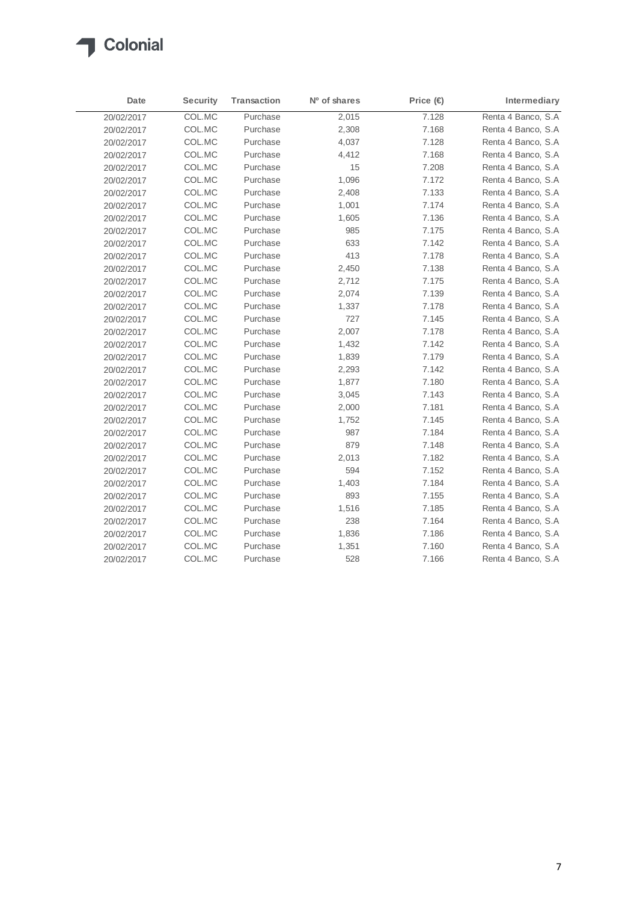| Date | Security | Transaction | Nº of shares | Price (€) | Intermediary |
|---|---|---|---|---|---|
| 20/02/2017 | COL.MC | Purchase | 2,015 | 7.128 | Renta 4 Banco, S.A |
| 20/02/2017 | COL.MC | Purchase | 2,308 | 7.168 | Renta 4 Banco, S.A |
| 20/02/2017 | COL.MC | Purchase | 4,037 | 7.128 | Renta 4 Banco, S.A |
| 20/02/2017 | COL.MC | Purchase | 4,412 | 7.168 | Renta 4 Banco, S.A |
| 20/02/2017 | COL.MC | Purchase | 15 | 7.208 | Renta 4 Banco, S.A |
| 20/02/2017 | COL.MC | Purchase | 1,096 | 7.172 | Renta 4 Banco, S.A |
| 20/02/2017 | COL.MC | Purchase | 2,408 | 7.133 | Renta 4 Banco, S.A |
| 20/02/2017 | COL.MC | Purchase | 1,001 | 7.174 | Renta 4 Banco, S.A |
| 20/02/2017 | COL.MC | Purchase | 1,605 | 7.136 | Renta 4 Banco, S.A |
| 20/02/2017 | COL.MC | Purchase | 985 | 7.175 | Renta 4 Banco, S.A |
| 20/02/2017 | COL.MC | Purchase | 633 | 7.142 | Renta 4 Banco, S.A |
| 20/02/2017 | COL.MC | Purchase | 413 | 7.178 | Renta 4 Banco, S.A |
| 20/02/2017 | COL.MC | Purchase | 2,450 | 7.138 | Renta 4 Banco, S.A |
| 20/02/2017 | COL.MC | Purchase | 2,712 | 7.175 | Renta 4 Banco, S.A |
| 20/02/2017 | COL.MC | Purchase | 2,074 | 7.139 | Renta 4 Banco, S.A |
| 20/02/2017 | COL.MC | Purchase | 1,337 | 7.178 | Renta 4 Banco, S.A |
| 20/02/2017 | COL.MC | Purchase | 727 | 7.145 | Renta 4 Banco, S.A |
| 20/02/2017 | COL.MC | Purchase | 2,007 | 7.178 | Renta 4 Banco, S.A |
| 20/02/2017 | COL.MC | Purchase | 1,432 | 7.142 | Renta 4 Banco, S.A |
| 20/02/2017 | COL.MC | Purchase | 1,839 | 7.179 | Renta 4 Banco, S.A |
| 20/02/2017 | COL.MC | Purchase | 2,293 | 7.142 | Renta 4 Banco, S.A |
| 20/02/2017 | COL.MC | Purchase | 1,877 | 7.180 | Renta 4 Banco, S.A |
| 20/02/2017 | COL.MC | Purchase | 3,045 | 7.143 | Renta 4 Banco, S.A |
| 20/02/2017 | COL.MC | Purchase | 2,000 | 7.181 | Renta 4 Banco, S.A |
| 20/02/2017 | COL.MC | Purchase | 1,752 | 7.145 | Renta 4 Banco, S.A |
| 20/02/2017 | COL.MC | Purchase | 987 | 7.184 | Renta 4 Banco, S.A |
| 20/02/2017 | COL.MC | Purchase | 879 | 7.148 | Renta 4 Banco, S.A |
| 20/02/2017 | COL.MC | Purchase | 2,013 | 7.182 | Renta 4 Banco, S.A |
| 20/02/2017 | COL.MC | Purchase | 594 | 7.152 | Renta 4 Banco, S.A |
| 20/02/2017 | COL.MC | Purchase | 1,403 | 7.184 | Renta 4 Banco, S.A |
| 20/02/2017 | COL.MC | Purchase | 893 | 7.155 | Renta 4 Banco, S.A |
| 20/02/2017 | COL.MC | Purchase | 1,516 | 7.185 | Renta 4 Banco, S.A |
| 20/02/2017 | COL.MC | Purchase | 238 | 7.164 | Renta 4 Banco, S.A |
| 20/02/2017 | COL.MC | Purchase | 1,836 | 7.186 | Renta 4 Banco, S.A |
| 20/02/2017 | COL.MC | Purchase | 1,351 | 7.160 | Renta 4 Banco, S.A |
| 20/02/2017 | COL.MC | Purchase | 528 | 7.166 | Renta 4 Banco, S.A |